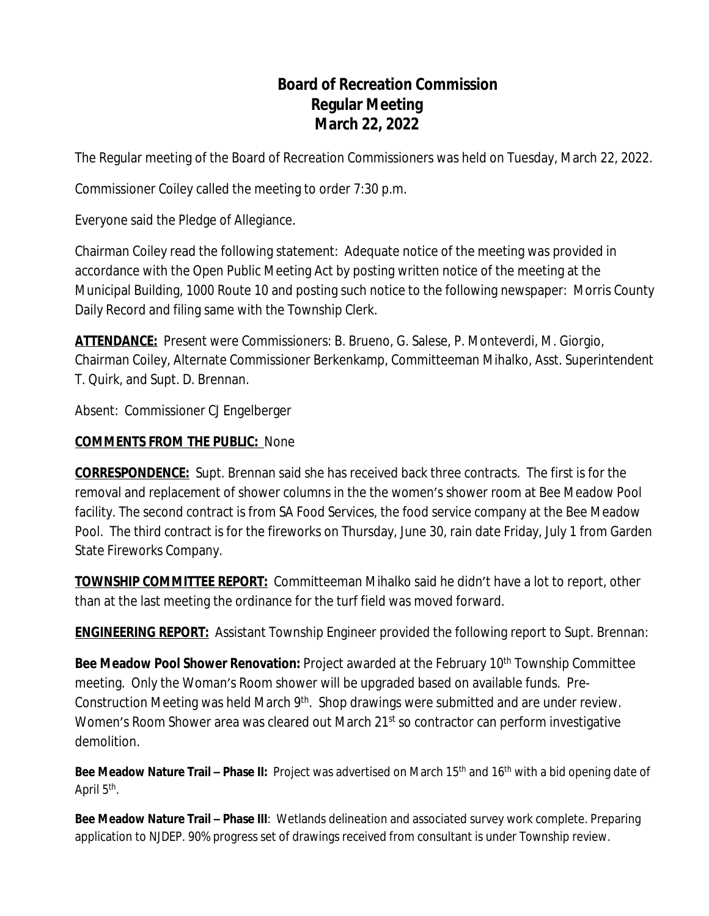# Board of Recreation Commission
## Regular Meeting
## March 22, 2022

The Regular meeting of the Board of Recreation Commissioners was held on Tuesday, March 22, 2022.

Commissioner Coiley called the meeting to order 7:30 p.m.

Everyone said the Pledge of Allegiance.

Chairman Coiley read the following statement: Adequate notice of the meeting was provided in accordance with the Open Public Meeting Act by posting written notice of the meeting at the Municipal Building, 1000 Route 10 and posting such notice to the following newspaper: Morris County Daily Record and filing same with the Township Clerk.

**ATTENDANCE:** Present were Commissioners: B. Brueno, G. Salese, P. Monteverdi, M. Giorgio, Chairman Coiley, Alternate Commissioner Berkenkamp, Committeeman Mihalko, Asst. Superintendent T. Quirk, and Supt. D. Brennan.

Absent: Commissioner CJ Engelberger

**COMMENTS FROM THE PUBLIC:** None

**CORRESPONDENCE:** Supt. Brennan said she has received back three contracts. The first is for the removal and replacement of shower columns in the the women's shower room at Bee Meadow Pool facility. The second contract is from SA Food Services, the food service company at the Bee Meadow Pool. The third contract is for the fireworks on Thursday, June 30, rain date Friday, July 1 from Garden State Fireworks Company.

**TOWNSHIP COMMITTEE REPORT:** Committeeman Mihalko said he didn't have a lot to report, other than at the last meeting the ordinance for the turf field was moved forward.

**ENGINEERING REPORT:** Assistant Township Engineer provided the following report to Supt. Brennan:

**Bee Meadow Pool Shower Renovation:** Project awarded at the February 10th Township Committee meeting. Only the Woman's Room shower will be upgraded based on available funds. Pre-Construction Meeting was held March 9th. Shop drawings were submitted and are under review. Women's Room Shower area was cleared out March 21st so contractor can perform investigative demolition.

**Bee Meadow Nature Trail – Phase II:** Project was advertised on March 15th and 16th with a bid opening date of April 5th.

**Bee Meadow Nature Trail – Phase III**: Wetlands delineation and associated survey work complete. Preparing application to NJDEP. 90% progress set of drawings received from consultant is under Township review.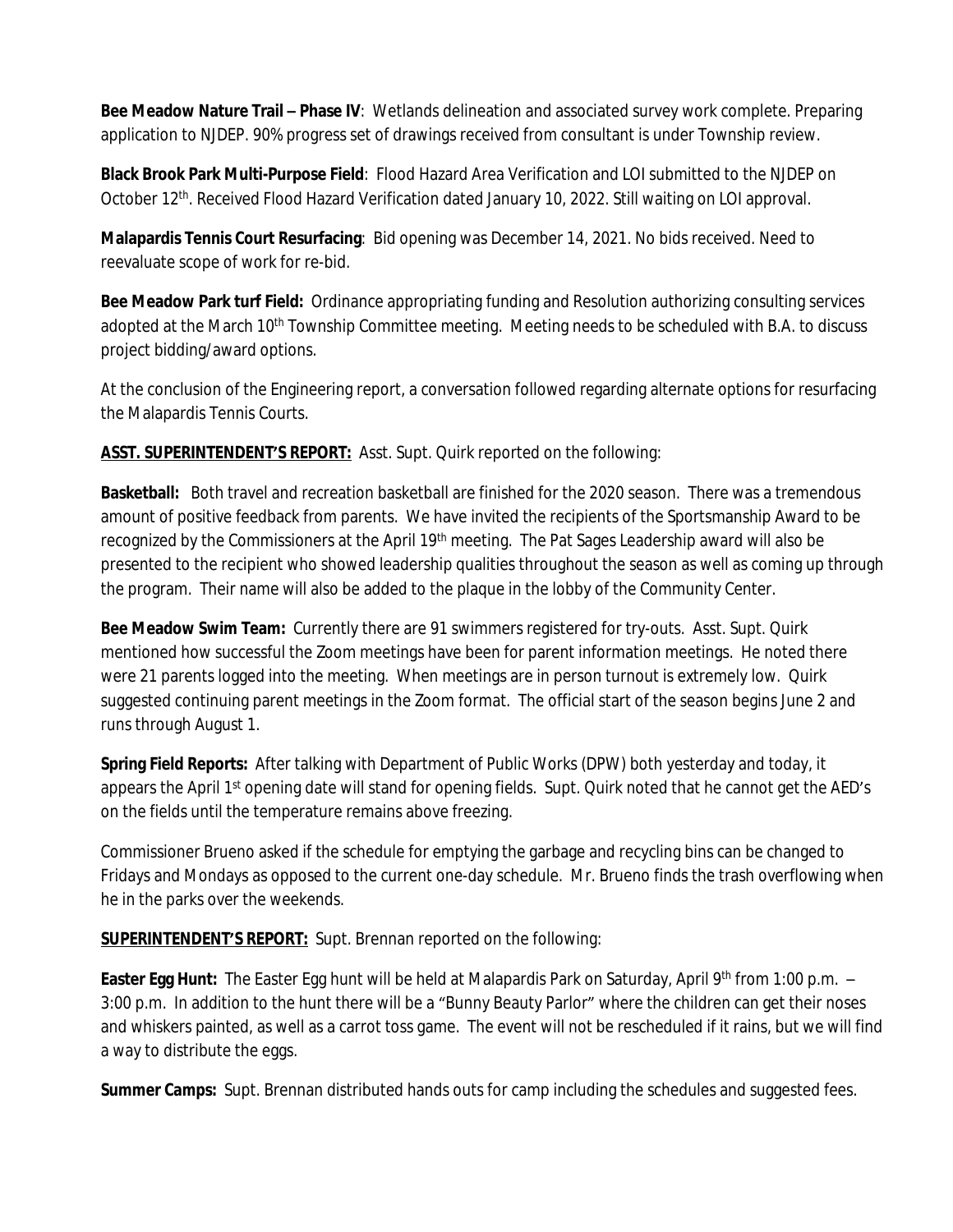**Bee Meadow Nature Trail – Phase IV**: Wetlands delineation and associated survey work complete. Preparing application to NJDEP. 90% progress set of drawings received from consultant is under Township review.

**Black Brook Park Multi-Purpose Field**: Flood Hazard Area Verification and LOI submitted to the NJDEP on October 12th. Received Flood Hazard Verification dated January 10, 2022. Still waiting on LOI approval.

**Malapardis Tennis Court Resurfacing**: Bid opening was December 14, 2021. No bids received. Need to reevaluate scope of work for re-bid.

**Bee Meadow Park turf Field:** Ordinance appropriating funding and Resolution authorizing consulting services adopted at the March 10th Township Committee meeting. Meeting needs to be scheduled with B.A. to discuss project bidding/award options.

At the conclusion of the Engineering report, a conversation followed regarding alternate options for resurfacing the Malapardis Tennis Courts.

**ASST. SUPERINTENDENT'S REPORT:** Asst. Supt. Quirk reported on the following:

**Basketball:** Both travel and recreation basketball are finished for the 2020 season. There was a tremendous amount of positive feedback from parents. We have invited the recipients of the Sportsmanship Award to be recognized by the Commissioners at the April 19th meeting. The Pat Sages Leadership award will also be presented to the recipient who showed leadership qualities throughout the season as well as coming up through the program. Their name will also be added to the plaque in the lobby of the Community Center.

**Bee Meadow Swim Team:** Currently there are 91 swimmers registered for try-outs. Asst. Supt. Quirk mentioned how successful the Zoom meetings have been for parent information meetings. He noted there were 21 parents logged into the meeting. When meetings are in person turnout is extremely low. Quirk suggested continuing parent meetings in the Zoom format. The official start of the season begins June 2 and runs through August 1.

**Spring Field Reports:** After talking with Department of Public Works (DPW) both yesterday and today, it appears the April 1st opening date will stand for opening fields. Supt. Quirk noted that he cannot get the AED's on the fields until the temperature remains above freezing.

Commissioner Brueno asked if the schedule for emptying the garbage and recycling bins can be changed to Fridays and Mondays as opposed to the current one-day schedule. Mr. Brueno finds the trash overflowing when he in the parks over the weekends.

**SUPERINTENDENT'S REPORT:** Supt. Brennan reported on the following:

**Easter Egg Hunt:** The Easter Egg hunt will be held at Malapardis Park on Saturday, April 9th from 1:00 p.m. – 3:00 p.m. In addition to the hunt there will be a "Bunny Beauty Parlor" where the children can get their noses and whiskers painted, as well as a carrot toss game. The event will not be rescheduled if it rains, but we will find a way to distribute the eggs.

**Summer Camps:** Supt. Brennan distributed hands outs for camp including the schedules and suggested fees.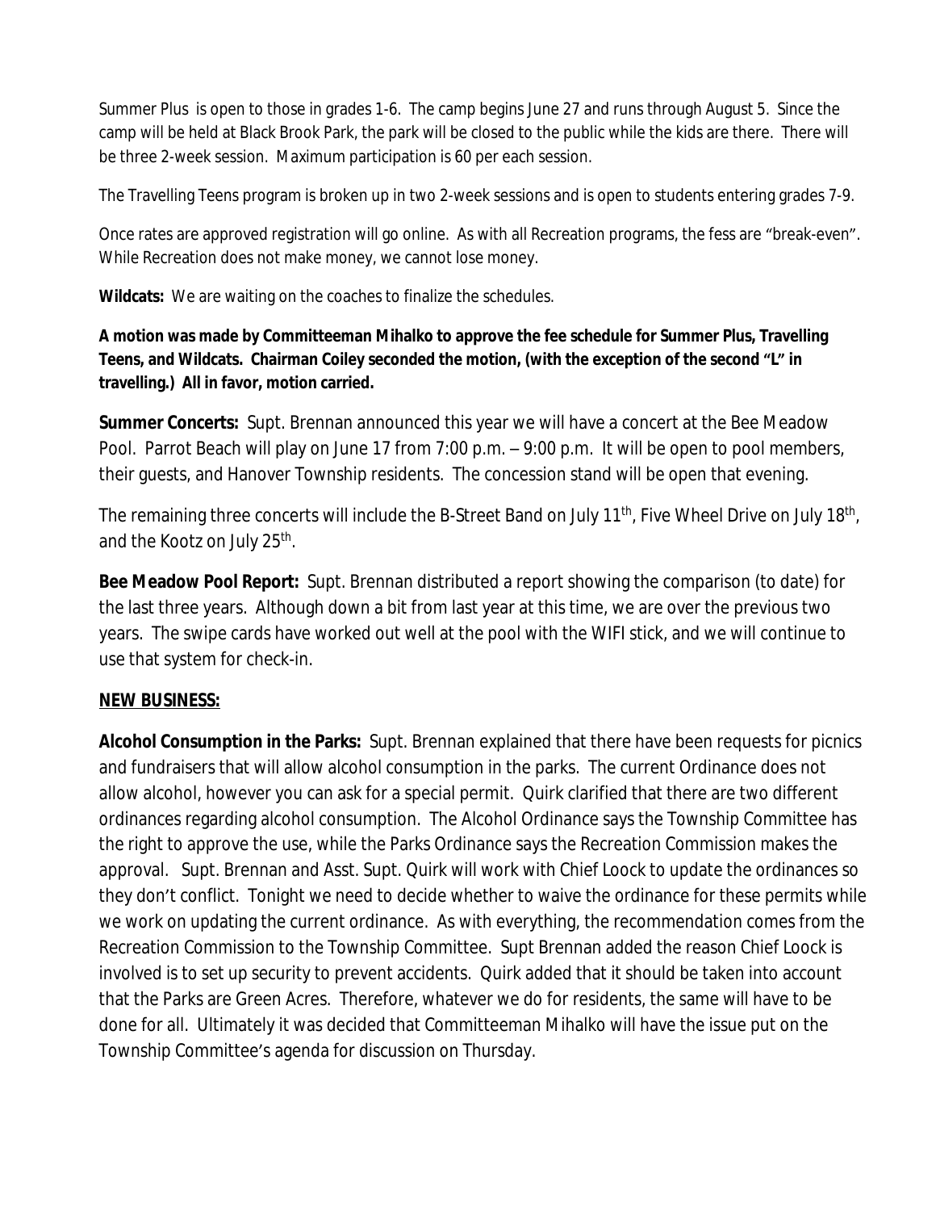Summer Plus is open to those in grades 1-6. The camp begins June 27 and runs through August 5. Since the camp will be held at Black Brook Park, the park will be closed to the public while the kids are there. There will be three 2-week session. Maximum participation is 60 per each session.

The Travelling Teens program is broken up in two 2-week sessions and is open to students entering grades 7-9.

Once rates are approved registration will go online. As with all Recreation programs, the fess are "break-even". While Recreation does not make money, we cannot lose money.

**Wildcats:** We are waiting on the coaches to finalize the schedules.

**A motion was made by Committeeman Mihalko to approve the fee schedule for Summer Plus, Travelling Teens, and Wildcats. Chairman Coiley seconded the motion, (with the exception of the second "L" in travelling.) All in favor, motion carried.**

**Summer Concerts:** Supt. Brennan announced this year we will have a concert at the Bee Meadow Pool. Parrot Beach will play on June 17 from 7:00 p.m. – 9:00 p.m. It will be open to pool members, their guests, and Hanover Township residents. The concession stand will be open that evening.

The remaining three concerts will include the B-Street Band on July 11th, Five Wheel Drive on July 18th, and the Kootz on July 25th.

**Bee Meadow Pool Report:** Supt. Brennan distributed a report showing the comparison (to date) for the last three years. Although down a bit from last year at this time, we are over the previous two years. The swipe cards have worked out well at the pool with the WIFI stick, and we will continue to use that system for check-in.

## NEW BUSINESS:

**Alcohol Consumption in the Parks:** Supt. Brennan explained that there have been requests for picnics and fundraisers that will allow alcohol consumption in the parks. The current Ordinance does not allow alcohol, however you can ask for a special permit. Quirk clarified that there are two different ordinances regarding alcohol consumption. The Alcohol Ordinance says the Township Committee has the right to approve the use, while the Parks Ordinance says the Recreation Commission makes the approval. Supt. Brennan and Asst. Supt. Quirk will work with Chief Loock to update the ordinances so they don't conflict. Tonight we need to decide whether to waive the ordinance for these permits while we work on updating the current ordinance. As with everything, the recommendation comes from the Recreation Commission to the Township Committee. Supt Brennan added the reason Chief Loock is involved is to set up security to prevent accidents. Quirk added that it should be taken into account that the Parks are Green Acres. Therefore, whatever we do for residents, the same will have to be done for all. Ultimately it was decided that Committeeman Mihalko will have the issue put on the Township Committee's agenda for discussion on Thursday.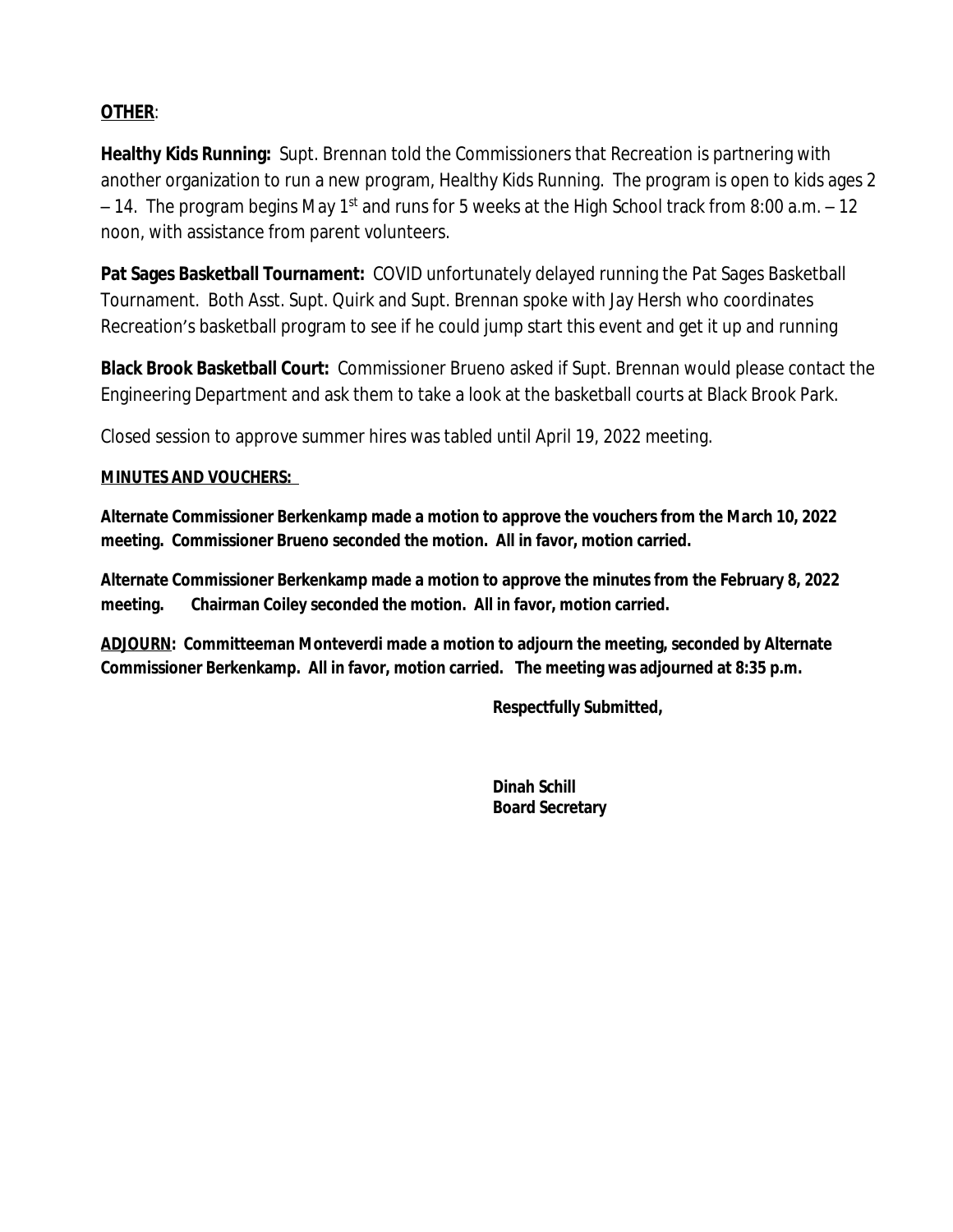**OTHER**:

**Healthy Kids Running:** Supt. Brennan told the Commissioners that Recreation is partnering with another organization to run a new program, Healthy Kids Running. The program is open to kids ages 2 – 14. The program begins May 1st and runs for 5 weeks at the High School track from 8:00 a.m. – 12 noon, with assistance from parent volunteers.

**Pat Sages Basketball Tournament:** COVID unfortunately delayed running the Pat Sages Basketball Tournament. Both Asst. Supt. Quirk and Supt. Brennan spoke with Jay Hersh who coordinates Recreation's basketball program to see if he could jump start this event and get it up and running

**Black Brook Basketball Court:** Commissioner Brueno asked if Supt. Brennan would please contact the Engineering Department and ask them to take a look at the basketball courts at Black Brook Park.

Closed session to approve summer hires was tabled until April 19, 2022 meeting.

**MINUTES AND VOUCHERS:**

**Alternate Commissioner Berkenkamp made a motion to approve the vouchers from the March 10, 2022 meeting. Commissioner Brueno seconded the motion. All in favor, motion carried.**

**Alternate Commissioner Berkenkamp made a motion to approve the minutes from the February 8, 2022 meeting. Chairman Coiley seconded the motion. All in favor, motion carried.**

**ADJOURN: Committeeman Monteverdi made a motion to adjourn the meeting, seconded by Alternate Commissioner Berkenkamp. All in favor, motion carried. The meeting was adjourned at 8:35 p.m.**

**Respectfully Submitted,**

**Dinah Schill**
**Board Secretary**